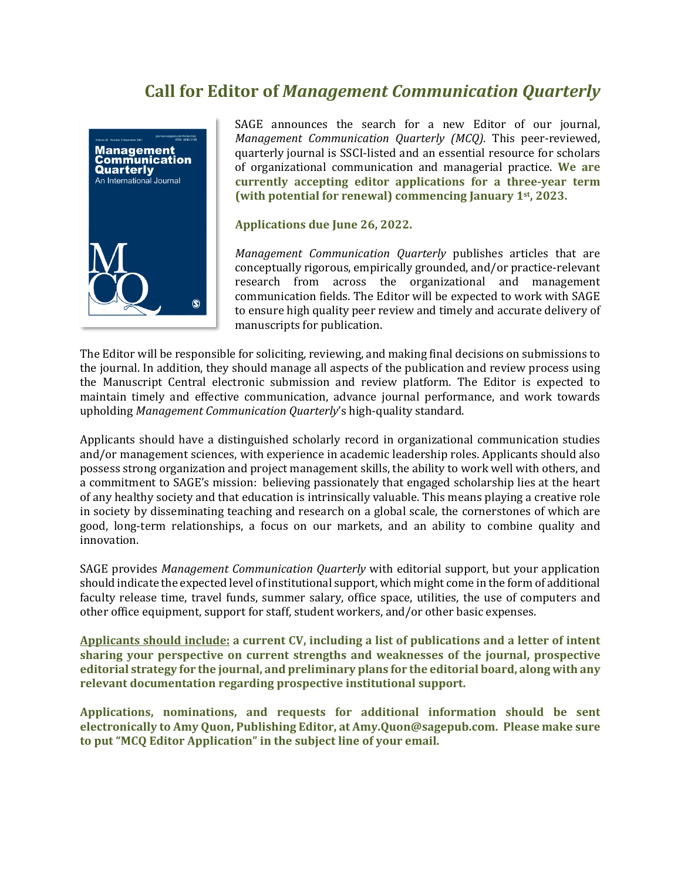# Call for Editor of *Management Communication Quarterly*

SAGE announces the search for a new Editor of our journal, *Management Communication Quarterly (MCQ).* This peer-reviewed, quarterly journal is SSCI-listed and an essential resource for scholars of organizational communication and managerial practice. **We are currently accepting editor applications for a three-year term (with potential for renewal) commencing January 1st, 2023.**

**Applications due June 26, 2022.**

*Management Communication Quarterly* publishes articles that are conceptually rigorous, empirically grounded, and/or practice-relevant research from across the organizational and management communication fields. The Editor will be expected to work with SAGE to ensure high quality peer review and timely and accurate delivery of manuscripts for publication.

The Editor will be responsible for soliciting, reviewing, and making final decisions on submissions to the journal. In addition, they should manage all aspects of the publication and review process using the Manuscript Central electronic submission and review platform. The Editor is expected to maintain timely and effective communication, advance journal performance, and work towards upholding *Management Communication Quarterly*'s high-quality standard.

Applicants should have a distinguished scholarly record in organizational communication studies and/or management sciences, with experience in academic leadership roles. Applicants should also possess strong organization and project management skills, the ability to work well with others, and a commitment to SAGE's mission: believing passionately that engaged scholarship lies at the heart of any healthy society and that education is intrinsically valuable. This means playing a creative role in society by disseminating teaching and research on a global scale, the cornerstones of which are good, long-term relationships, a focus on our markets, and an ability to combine quality and innovation.

SAGE provides *Management Communication Quarterly* with editorial support, but your application should indicate the expected level of institutional support, which might come in the form of additional faculty release time, travel funds, summer salary, office space, utilities, the use of computers and other office equipment, support for staff, student workers, and/or other basic expenses.

**Applicants should include:** **a current CV, including a list of publications and a letter of intent sharing your perspective on current strengths and weaknesses of the journal, prospective editorial strategy for the journal, and preliminary plans for the editorial board, along with any relevant documentation regarding prospective institutional support.**

**Applications, nominations, and requests for additional information should be sent electronically to Amy Quon, Publishing Editor, at Amy.Quon@sagepub.com. Please make sure to put "MCQ Editor Application" in the subject line of your email.**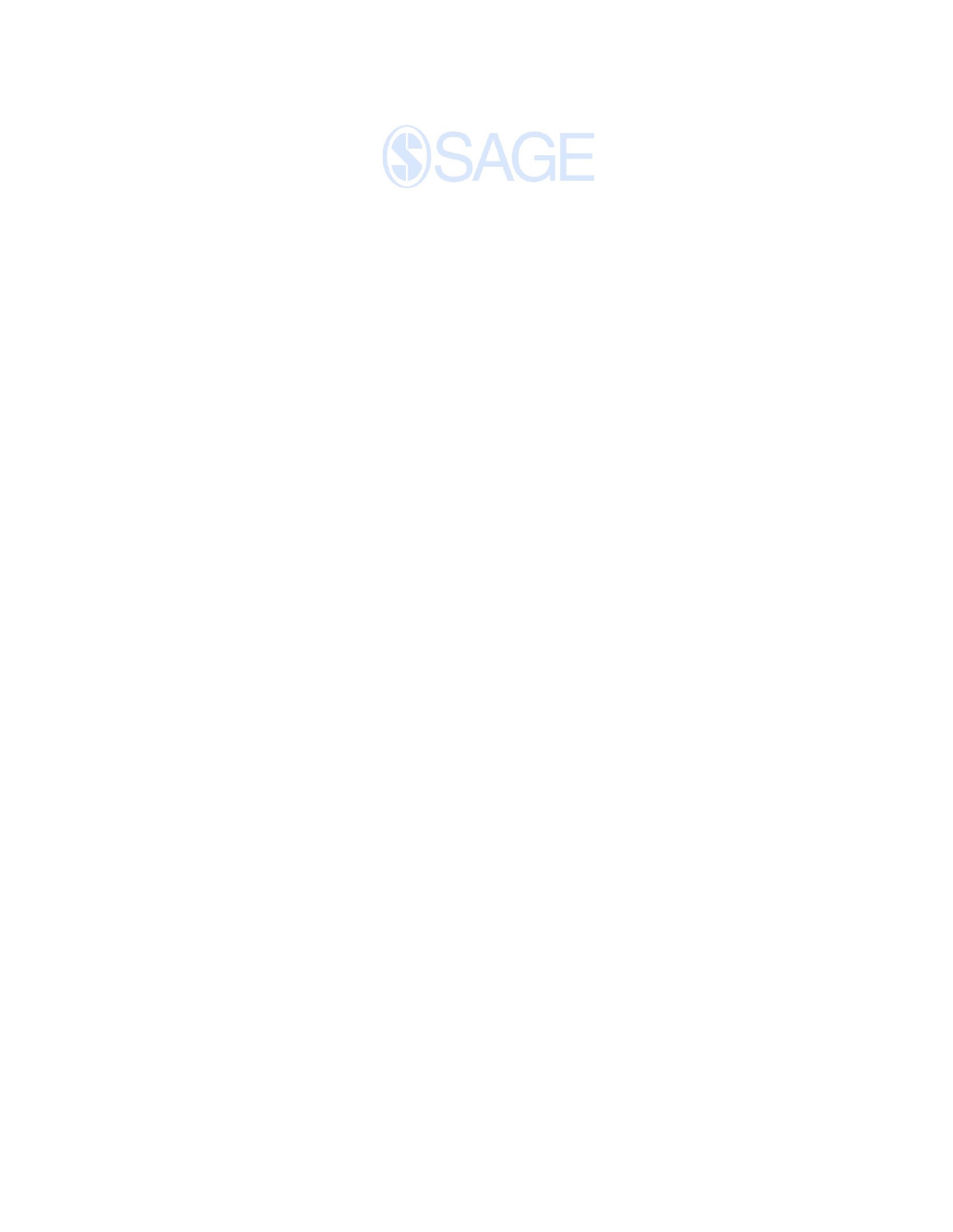SAGE